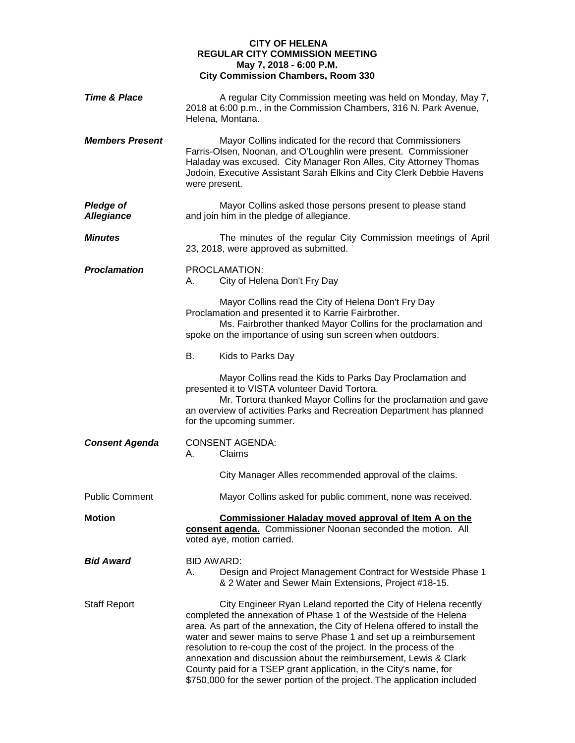**CITY OF HELENA**
**REGULAR CITY COMMISSION MEETING**
**May 7, 2018 - 6:00 P.M.**
**City Commission Chambers, Room 330**

***Time & Place***

A regular City Commission meeting was held on Monday, May 7, 2018 at 6:00 p.m., in the Commission Chambers, 316 N. Park Avenue, Helena, Montana.

***Members Present***

Mayor Collins indicated for the record that Commissioners Farris-Olsen, Noonan, and O'Loughlin were present. Commissioner Haladay was excused. City Manager Ron Alles, City Attorney Thomas Jodoin, Executive Assistant Sarah Elkins and City Clerk Debbie Havens were present.

***Pledge of Allegiance***

Mayor Collins asked those persons present to please stand and join him in the pledge of allegiance.

***Minutes***

The minutes of the regular City Commission meetings of April 23, 2018, were approved as submitted.

***Proclamation***

PROCLAMATION:

A. City of Helena Don't Fry Day

Mayor Collins read the City of Helena Don't Fry Day Proclamation and presented it to Karrie Fairbrother.

Ms. Fairbrother thanked Mayor Collins for the proclamation and spoke on the importance of using sun screen when outdoors.

B. Kids to Parks Day

Mayor Collins read the Kids to Parks Day Proclamation and presented it to VISTA volunteer David Tortora.

Mr. Tortora thanked Mayor Collins for the proclamation and gave an overview of activities Parks and Recreation Department has planned for the upcoming summer.

***Consent Agenda***

CONSENT AGENDA:

A. Claims

City Manager Alles recommended approval of the claims.

Public Comment

Mayor Collins asked for public comment, none was received.

**Motion**

**Commissioner Haladay moved approval of Item A on the consent agenda.** Commissioner Noonan seconded the motion. All voted aye, motion carried.

***Bid Award***

BID AWARD:

A. Design and Project Management Contract for Westside Phase 1 & 2 Water and Sewer Main Extensions, Project #18-15.

Staff Report

City Engineer Ryan Leland reported the City of Helena recently completed the annexation of Phase 1 of the Westside of the Helena area. As part of the annexation, the City of Helena offered to install the water and sewer mains to serve Phase 1 and set up a reimbursement resolution to re-coup the cost of the project. In the process of the annexation and discussion about the reimbursement, Lewis & Clark County paid for a TSEP grant application, in the City's name, for $750,000 for the sewer portion of the project. The application included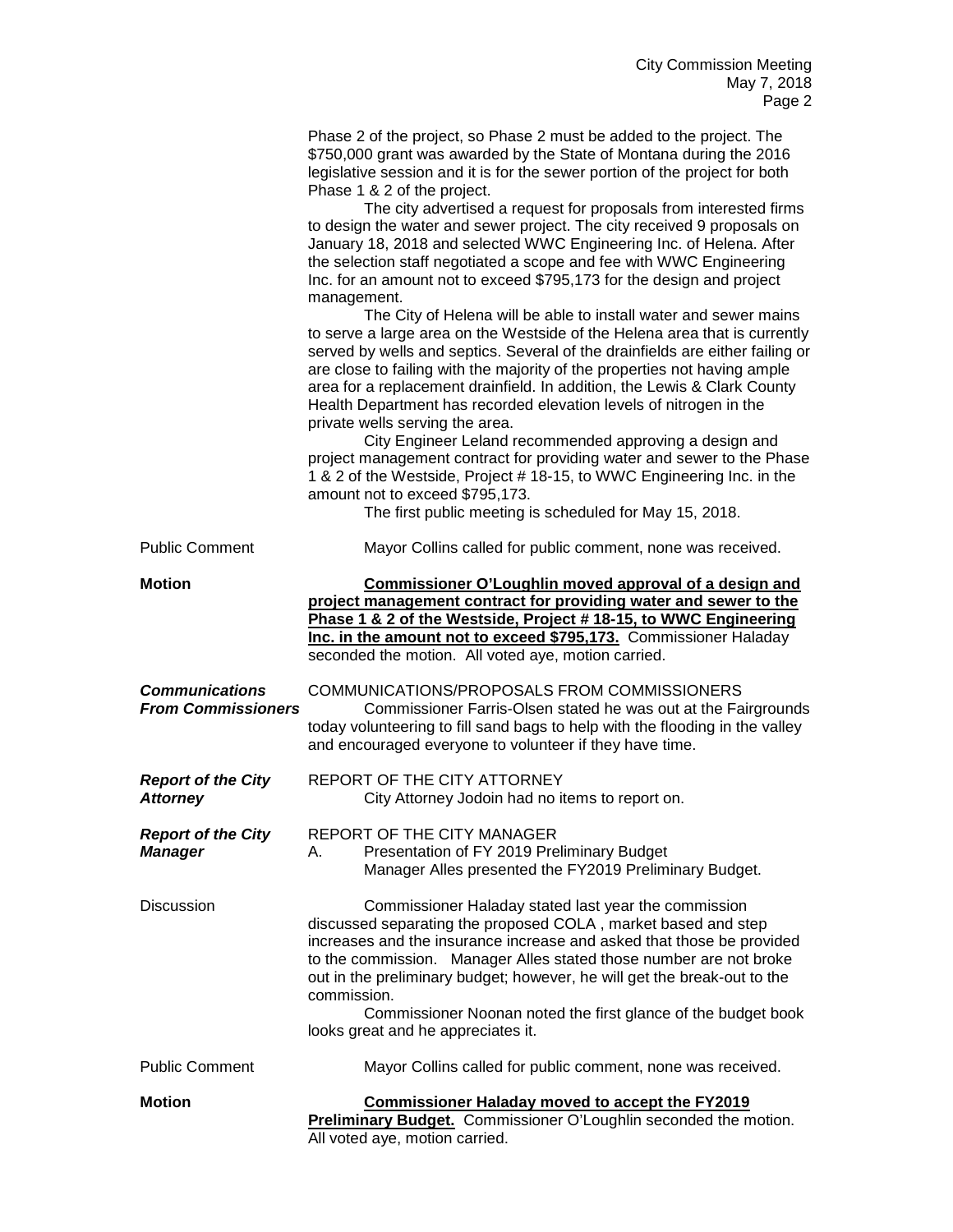Phase 2 of the project, so Phase 2 must be added to the project. The \$750,000 grant was awarded by the State of Montana during the 2016 legislative session and it is for the sewer portion of the project for both Phase 1 & 2 of the project.

The city advertised a request for proposals from interested firms to design the water and sewer project. The city received 9 proposals on January 18, 2018 and selected WWC Engineering Inc. of Helena. After the selection staff negotiated a scope and fee with WWC Engineering Inc. for an amount not to exceed \$795,173 for the design and project management.

The City of Helena will be able to install water and sewer mains to serve a large area on the Westside of the Helena area that is currently served by wells and septics. Several of the drainfields are either failing or are close to failing with the majority of the properties not having ample area for a replacement drainfield. In addition, the Lewis & Clark County Health Department has recorded elevation levels of nitrogen in the private wells serving the area.

City Engineer Leland recommended approving a design and project management contract for providing water and sewer to the Phase 1 & 2 of the Westside, Project # 18-15, to WWC Engineering Inc. in the amount not to exceed \$795,173.

The first public meeting is scheduled for May 15, 2018.

Public Comment — Mayor Collins called for public comment, none was received.

**Motion** — **<u>Commissioner O'Loughlin moved approval of a design and project management contract for providing water and sewer to the Phase 1 & 2 of the Westside, Project # 18-15, to WWC Engineering Inc. in the amount not to exceed \$795,173.</u>** Commissioner Haladay seconded the motion. All voted aye, motion carried.

***Communications From Commissioners***

COMMUNICATIONS/PROPOSALS FROM COMMISSIONERS

Commissioner Farris-Olsen stated he was out at the Fairgrounds today volunteering to fill sand bags to help with the flooding in the valley and encouraged everyone to volunteer if they have time.

***Report of the City Attorney***

REPORT OF THE CITY ATTORNEY

City Attorney Jodoin had no items to report on.

***Report of the City Manager***

REPORT OF THE CITY MANAGER

A. Presentation of FY 2019 Preliminary Budget

Manager Alles presented the FY2019 Preliminary Budget.

Discussion — Commissioner Haladay stated last year the commission discussed separating the proposed COLA , market based and step increases and the insurance increase and asked that those be provided to the commission. Manager Alles stated those number are not broke out in the preliminary budget; however, he will get the break-out to the commission.

Commissioner Noonan noted the first glance of the budget book looks great and he appreciates it.

Public Comment — Mayor Collins called for public comment, none was received.

**Motion** — **<u>Commissioner Haladay moved to accept the FY2019 Preliminary Budget.</u>** Commissioner O'Loughlin seconded the motion. All voted aye, motion carried.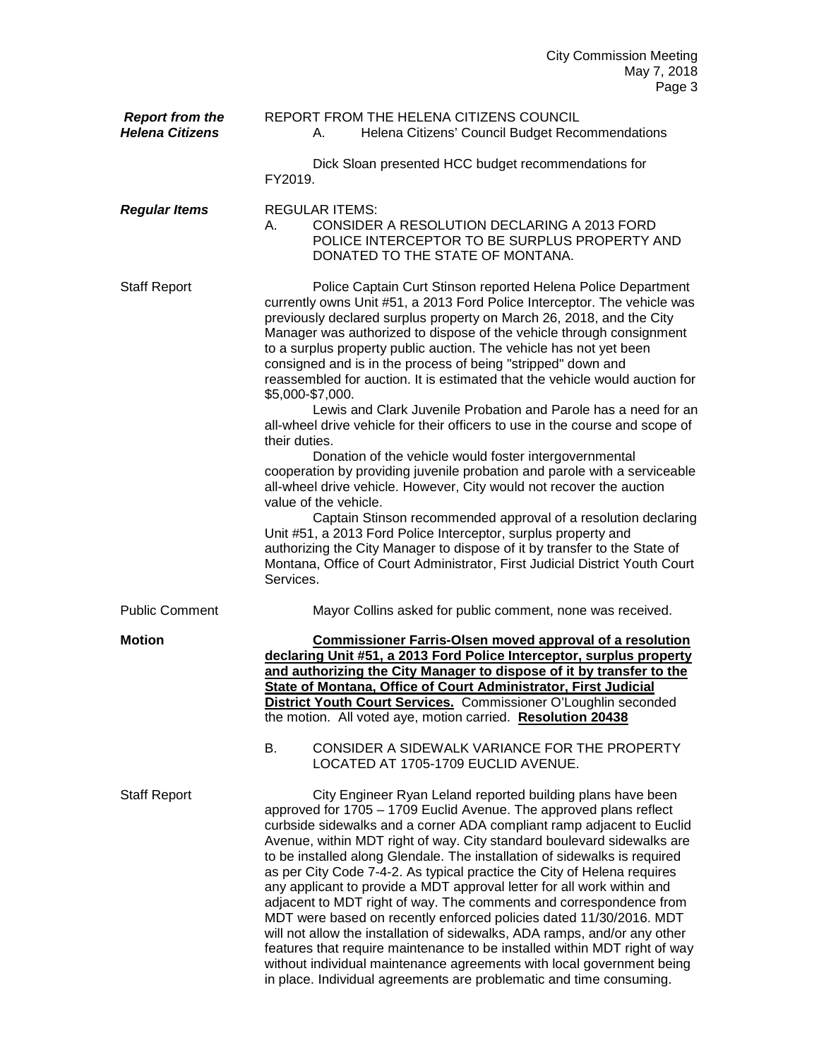***Report from the Helena Citizens***

REPORT FROM THE HELENA CITIZENS COUNCIL

A. Helena Citizens' Council Budget Recommendations

Dick Sloan presented HCC budget recommendations for FY2019.

***Regular Items***

REGULAR ITEMS:

A. CONSIDER A RESOLUTION DECLARING A 2013 FORD POLICE INTERCEPTOR TO BE SURPLUS PROPERTY AND DONATED TO THE STATE OF MONTANA.

Staff Report

Police Captain Curt Stinson reported Helena Police Department currently owns Unit #51, a 2013 Ford Police Interceptor. The vehicle was previously declared surplus property on March 26, 2018, and the City Manager was authorized to dispose of the vehicle through consignment to a surplus property public auction. The vehicle has not yet been consigned and is in the process of being "stripped" down and reassembled for auction. It is estimated that the vehicle would auction for $5,000-$7,000.

Lewis and Clark Juvenile Probation and Parole has a need for an all-wheel drive vehicle for their officers to use in the course and scope of their duties.

Donation of the vehicle would foster intergovernmental cooperation by providing juvenile probation and parole with a serviceable all-wheel drive vehicle. However, City would not recover the auction value of the vehicle.

Captain Stinson recommended approval of a resolution declaring Unit #51, a 2013 Ford Police Interceptor, surplus property and authorizing the City Manager to dispose of it by transfer to the State of Montana, Office of Court Administrator, First Judicial District Youth Court Services.

Public Comment

Mayor Collins asked for public comment, none was received.

**Motion**

**Commissioner Farris-Olsen moved approval of a resolution declaring Unit #51, a 2013 Ford Police Interceptor, surplus property and authorizing the City Manager to dispose of it by transfer to the State of Montana, Office of Court Administrator, First Judicial District Youth Court Services.** Commissioner O'Loughlin seconded the motion. All voted aye, motion carried. **Resolution 20438**

B. CONSIDER A SIDEWALK VARIANCE FOR THE PROPERTY LOCATED AT 1705-1709 EUCLID AVENUE.

Staff Report

City Engineer Ryan Leland reported building plans have been approved for 1705 – 1709 Euclid Avenue. The approved plans reflect curbside sidewalks and a corner ADA compliant ramp adjacent to Euclid Avenue, within MDT right of way. City standard boulevard sidewalks are to be installed along Glendale. The installation of sidewalks is required as per City Code 7-4-2. As typical practice the City of Helena requires any applicant to provide a MDT approval letter for all work within and adjacent to MDT right of way. The comments and correspondence from MDT were based on recently enforced policies dated 11/30/2016. MDT will not allow the installation of sidewalks, ADA ramps, and/or any other features that require maintenance to be installed within MDT right of way without individual maintenance agreements with local government being in place. Individual agreements are problematic and time consuming.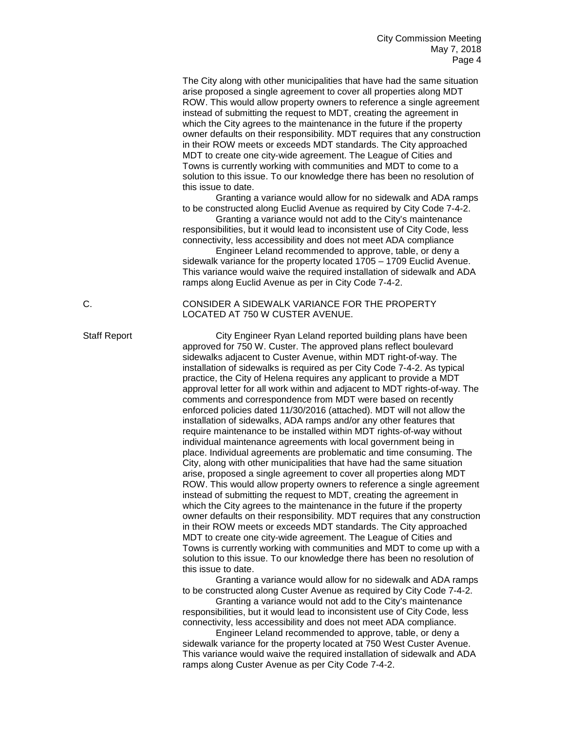The City along with other municipalities that have had the same situation arise proposed a single agreement to cover all properties along MDT ROW. This would allow property owners to reference a single agreement instead of submitting the request to MDT, creating the agreement in which the City agrees to the maintenance in the future if the property owner defaults on their responsibility. MDT requires that any construction in their ROW meets or exceeds MDT standards. The City approached MDT to create one city-wide agreement. The League of Cities and Towns is currently working with communities and MDT to come to a solution to this issue. To our knowledge there has been no resolution of this issue to date.

Granting a variance would allow for no sidewalk and ADA ramps to be constructed along Euclid Avenue as required by City Code 7-4-2.

Granting a variance would not add to the City's maintenance responsibilities, but it would lead to inconsistent use of City Code, less connectivity, less accessibility and does not meet ADA compliance

Engineer Leland recommended to approve, table, or deny a sidewalk variance for the property located 1705 – 1709 Euclid Avenue. This variance would waive the required installation of sidewalk and ADA ramps along Euclid Avenue as per in City Code 7-4-2.

C. CONSIDER A SIDEWALK VARIANCE FOR THE PROPERTY LOCATED AT 750 W CUSTER AVENUE.

Staff Report

City Engineer Ryan Leland reported building plans have been approved for 750 W. Custer. The approved plans reflect boulevard sidewalks adjacent to Custer Avenue, within MDT right-of-way. The installation of sidewalks is required as per City Code 7-4-2. As typical practice, the City of Helena requires any applicant to provide a MDT approval letter for all work within and adjacent to MDT rights-of-way. The comments and correspondence from MDT were based on recently enforced policies dated 11/30/2016 (attached). MDT will not allow the installation of sidewalks, ADA ramps and/or any other features that require maintenance to be installed within MDT rights-of-way without individual maintenance agreements with local government being in place. Individual agreements are problematic and time consuming. The City, along with other municipalities that have had the same situation arise, proposed a single agreement to cover all properties along MDT ROW. This would allow property owners to reference a single agreement instead of submitting the request to MDT, creating the agreement in which the City agrees to the maintenance in the future if the property owner defaults on their responsibility. MDT requires that any construction in their ROW meets or exceeds MDT standards. The City approached MDT to create one city-wide agreement. The League of Cities and Towns is currently working with communities and MDT to come up with a solution to this issue. To our knowledge there has been no resolution of this issue to date.

Granting a variance would allow for no sidewalk and ADA ramps to be constructed along Custer Avenue as required by City Code 7-4-2.

Granting a variance would not add to the City's maintenance responsibilities, but it would lead to inconsistent use of City Code, less connectivity, less accessibility and does not meet ADA compliance.

Engineer Leland recommended to approve, table, or deny a sidewalk variance for the property located at 750 West Custer Avenue. This variance would waive the required installation of sidewalk and ADA ramps along Custer Avenue as per in City Code 7-4-2.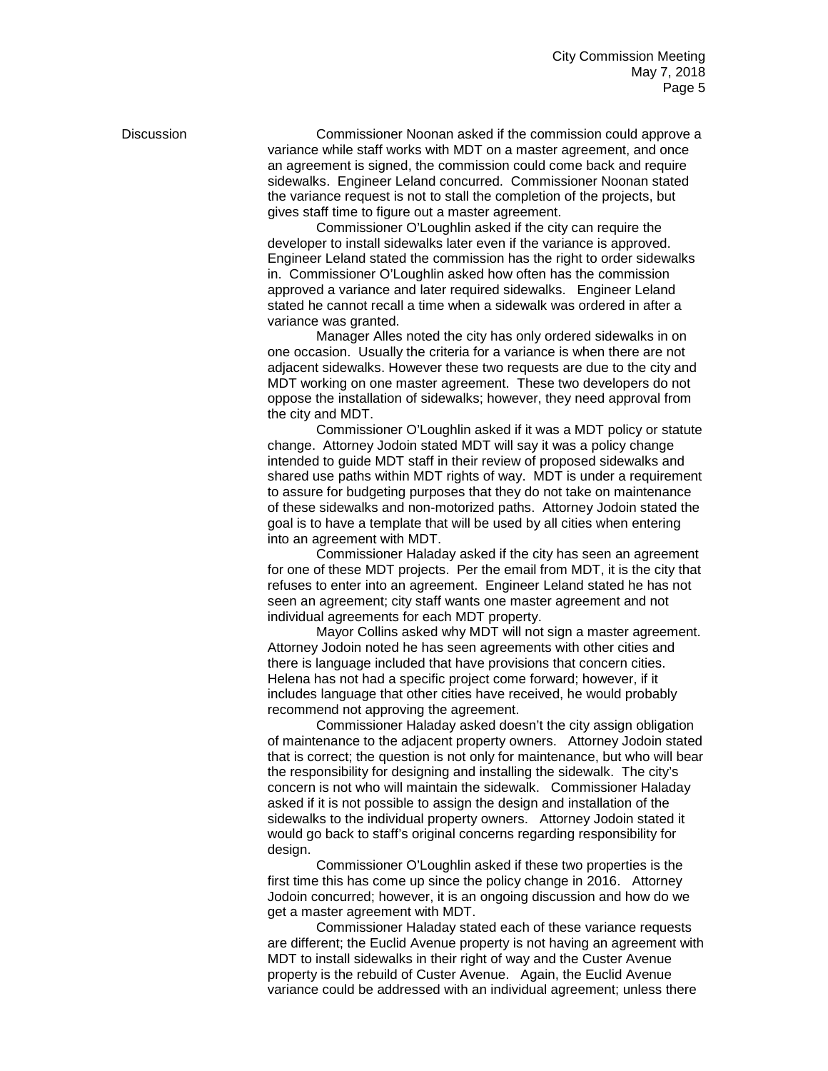Discussion

Commissioner Noonan asked if the commission could approve a variance while staff works with MDT on a master agreement, and once an agreement is signed, the commission could come back and require sidewalks. Engineer Leland concurred. Commissioner Noonan stated the variance request is not to stall the completion of the projects, but gives staff time to figure out a master agreement.

Commissioner O'Loughlin asked if the city can require the developer to install sidewalks later even if the variance is approved. Engineer Leland stated the commission has the right to order sidewalks in. Commissioner O'Loughlin asked how often has the commission approved a variance and later required sidewalks. Engineer Leland stated he cannot recall a time when a sidewalk was ordered in after a variance was granted.

Manager Alles noted the city has only ordered sidewalks in on one occasion. Usually the criteria for a variance is when there are not adjacent sidewalks. However these two requests are due to the city and MDT working on one master agreement. These two developers do not oppose the installation of sidewalks; however, they need approval from the city and MDT.

Commissioner O'Loughlin asked if it was a MDT policy or statute change. Attorney Jodoin stated MDT will say it was a policy change intended to guide MDT staff in their review of proposed sidewalks and shared use paths within MDT rights of way. MDT is under a requirement to assure for budgeting purposes that they do not take on maintenance of these sidewalks and non-motorized paths. Attorney Jodoin stated the goal is to have a template that will be used by all cities when entering into an agreement with MDT.

Commissioner Haladay asked if the city has seen an agreement for one of these MDT projects. Per the email from MDT, it is the city that refuses to enter into an agreement. Engineer Leland stated he has not seen an agreement; city staff wants one master agreement and not individual agreements for each MDT property.

Mayor Collins asked why MDT will not sign a master agreement. Attorney Jodoin noted he has seen agreements with other cities and there is language included that have provisions that concern cities. Helena has not had a specific project come forward; however, if it includes language that other cities have received, he would probably recommend not approving the agreement.

Commissioner Haladay asked doesn't the city assign obligation of maintenance to the adjacent property owners. Attorney Jodoin stated that is correct; the question is not only for maintenance, but who will bear the responsibility for designing and installing the sidewalk. The city's concern is not who will maintain the sidewalk. Commissioner Haladay asked if it is not possible to assign the design and installation of the sidewalks to the individual property owners. Attorney Jodoin stated it would go back to staff's original concerns regarding responsibility for design.

Commissioner O'Loughlin asked if these two properties is the first time this has come up since the policy change in 2016. Attorney Jodoin concurred; however, it is an ongoing discussion and how do we get a master agreement with MDT.

Commissioner Haladay stated each of these variance requests are different; the Euclid Avenue property is not having an agreement with MDT to install sidewalks in their right of way and the Custer Avenue property is the rebuild of Custer Avenue. Again, the Euclid Avenue variance could be addressed with an individual agreement; unless there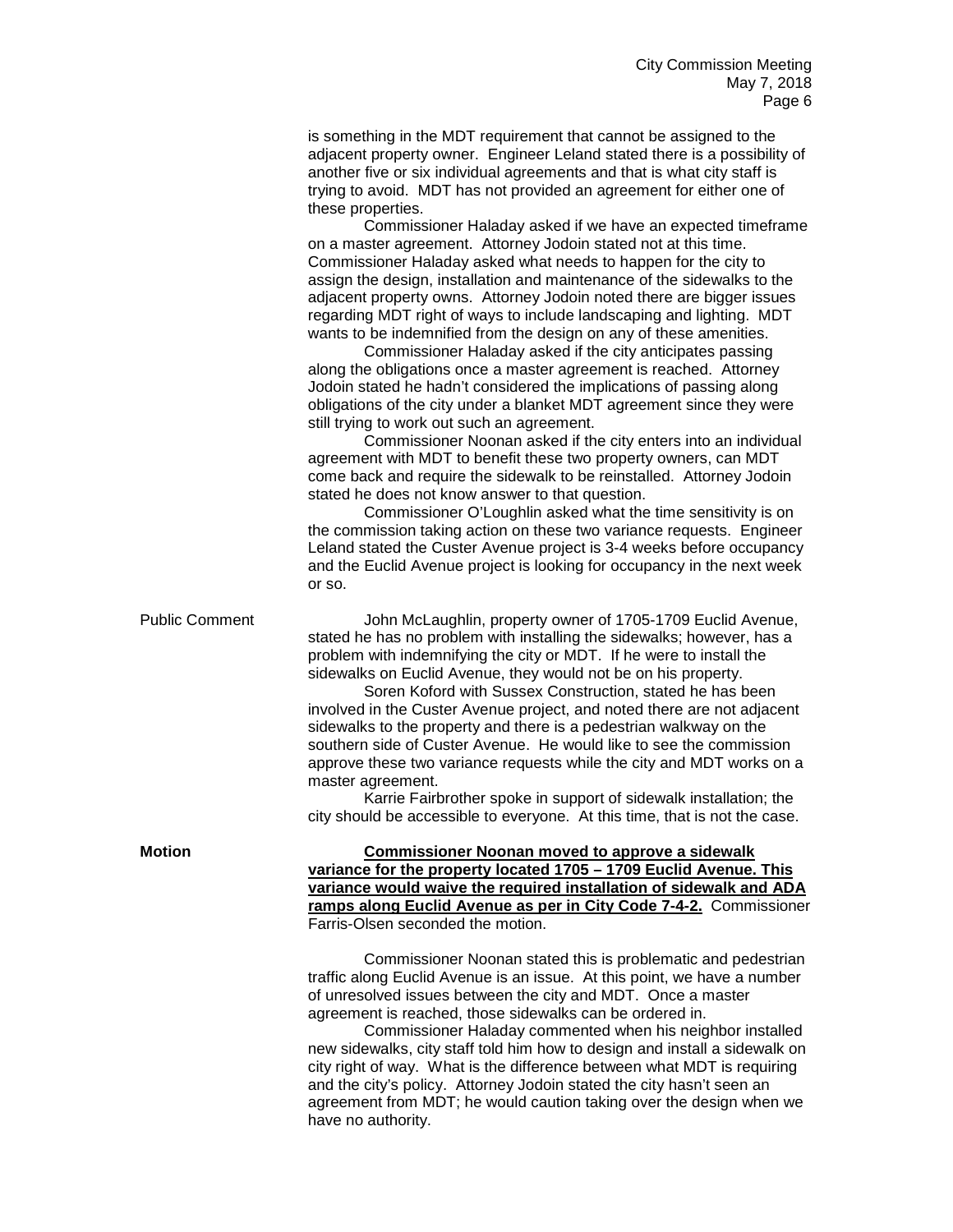is something in the MDT requirement that cannot be assigned to the adjacent property owner. Engineer Leland stated there is a possibility of another five or six individual agreements and that is what city staff is trying to avoid. MDT has not provided an agreement for either one of these properties.

Commissioner Haladay asked if we have an expected timeframe on a master agreement. Attorney Jodoin stated not at this time. Commissioner Haladay asked what needs to happen for the city to assign the design, installation and maintenance of the sidewalks to the adjacent property owns. Attorney Jodoin noted there are bigger issues regarding MDT right of ways to include landscaping and lighting. MDT wants to be indemnified from the design on any of these amenities.

Commissioner Haladay asked if the city anticipates passing along the obligations once a master agreement is reached. Attorney Jodoin stated he hadn't considered the implications of passing along obligations of the city under a blanket MDT agreement since they were still trying to work out such an agreement.

Commissioner Noonan asked if the city enters into an individual agreement with MDT to benefit these two property owners, can MDT come back and require the sidewalk to be reinstalled. Attorney Jodoin stated he does not know answer to that question.

Commissioner O'Loughlin asked what the time sensitivity is on the commission taking action on these two variance requests. Engineer Leland stated the Custer Avenue project is 3-4 weeks before occupancy and the Euclid Avenue project is looking for occupancy in the next week or so.

Public Comment

John McLaughlin, property owner of 1705-1709 Euclid Avenue, stated he has no problem with installing the sidewalks; however, has a problem with indemnifying the city or MDT. If he were to install the sidewalks on Euclid Avenue, they would not be on his property.

Soren Koford with Sussex Construction, stated he has been involved in the Custer Avenue project, and noted there are not adjacent sidewalks to the property and there is a pedestrian walkway on the southern side of Custer Avenue. He would like to see the commission approve these two variance requests while the city and MDT works on a master agreement.

Karrie Fairbrother spoke in support of sidewalk installation; the city should be accessible to everyone. At this time, that is not the case.

**Motion**

**Commissioner Noonan moved to approve a sidewalk variance for the property located 1705 – 1709 Euclid Avenue. This variance would waive the required installation of sidewalk and ADA ramps along Euclid Avenue as per in City Code 7-4-2.** Commissioner Farris-Olsen seconded the motion.

Commissioner Noonan stated this is problematic and pedestrian traffic along Euclid Avenue is an issue. At this point, we have a number of unresolved issues between the city and MDT. Once a master agreement is reached, those sidewalks can be ordered in.

Commissioner Haladay commented when his neighbor installed new sidewalks, city staff told him how to design and install a sidewalk on city right of way. What is the difference between what MDT is requiring and the city's policy. Attorney Jodoin stated the city hasn't seen an agreement from MDT; he would caution taking over the design when we have no authority.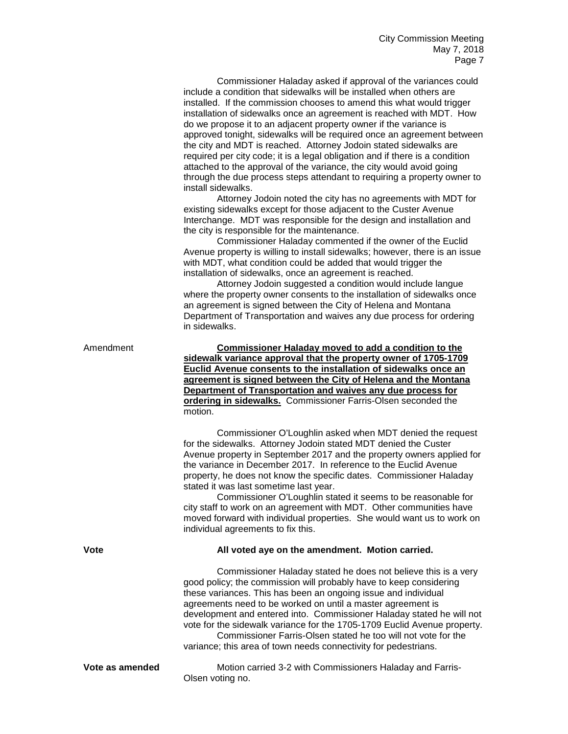Commissioner Haladay asked if approval of the variances could include a condition that sidewalks will be installed when others are installed. If the commission chooses to amend this what would trigger installation of sidewalks once an agreement is reached with MDT. How do we propose it to an adjacent property owner if the variance is approved tonight, sidewalks will be required once an agreement between the city and MDT is reached. Attorney Jodoin stated sidewalks are required per city code; it is a legal obligation and if there is a condition attached to the approval of the variance, the city would avoid going through the due process steps attendant to requiring a property owner to install sidewalks.

Attorney Jodoin noted the city has no agreements with MDT for existing sidewalks except for those adjacent to the Custer Avenue Interchange. MDT was responsible for the design and installation and the city is responsible for the maintenance.

Commissioner Haladay commented if the owner of the Euclid Avenue property is willing to install sidewalks; however, there is an issue with MDT, what condition could be added that would trigger the installation of sidewalks, once an agreement is reached.

Attorney Jodoin suggested a condition would include langue where the property owner consents to the installation of sidewalks once an agreement is signed between the City of Helena and Montana Department of Transportation and waives any due process for ordering in sidewalks.

Amendment

**Commissioner Haladay moved to add a condition to the sidewalk variance approval that the property owner of 1705-1709 Euclid Avenue consents to the installation of sidewalks once an agreement is signed between the City of Helena and the Montana Department of Transportation and waives any due process for ordering in sidewalks.** Commissioner Farris-Olsen seconded the motion.

Commissioner O'Loughlin asked when MDT denied the request for the sidewalks. Attorney Jodoin stated MDT denied the Custer Avenue property in September 2017 and the property owners applied for the variance in December 2017. In reference to the Euclid Avenue property, he does not know the specific dates. Commissioner Haladay stated it was last sometime last year.

Commissioner O'Loughlin stated it seems to be reasonable for city staff to work on an agreement with MDT. Other communities have moved forward with individual properties. She would want us to work on individual agreements to fix this.

**Vote** **All voted aye on the amendment. Motion carried.**

Commissioner Haladay stated he does not believe this is a very good policy; the commission will probably have to keep considering these variances. This has been an ongoing issue and individual agreements need to be worked on until a master agreement is development and entered into. Commissioner Haladay stated he will not vote for the sidewalk variance for the 1705-1709 Euclid Avenue property.

Commissioner Farris-Olsen stated he too will not vote for the variance; this area of town needs connectivity for pedestrians.

**Vote as amended** Motion carried 3-2 with Commissioners Haladay and Farris-Olsen voting no.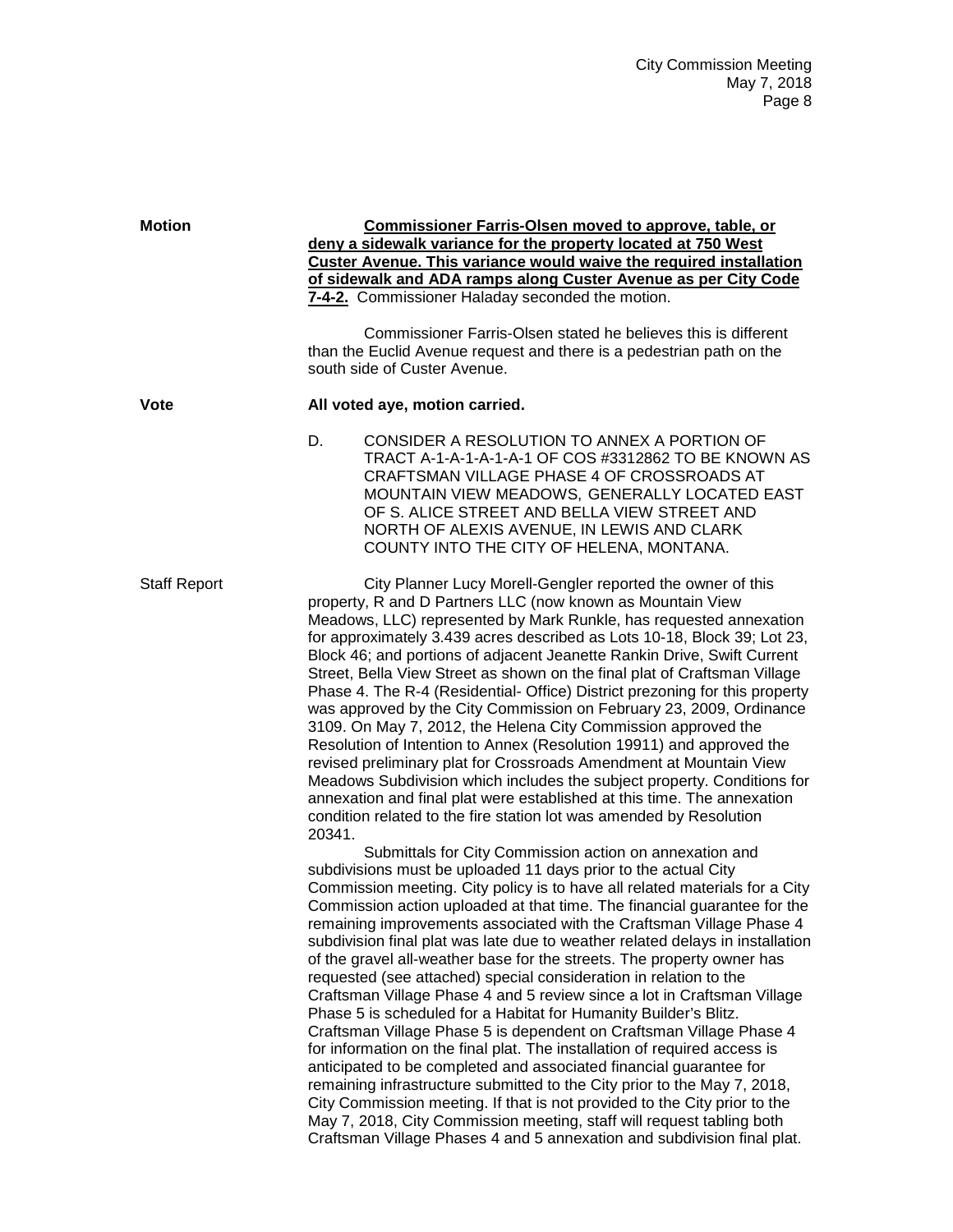**Motion** **<u>Commissioner Farris-Olsen moved to approve, table, or deny a sidewalk variance for the property located at 750 West Custer Avenue. This variance would waive the required installation of sidewalk and ADA ramps along Custer Avenue as per City Code 7-4-2.</u>** Commissioner Haladay seconded the motion.

Commissioner Farris-Olsen stated he believes this is different than the Euclid Avenue request and there is a pedestrian path on the south side of Custer Avenue.

**Vote** **All voted aye, motion carried.**

D. CONSIDER A RESOLUTION TO ANNEX A PORTION OF TRACT A-1-A-1-A-1-A-1 OF COS #3312862 TO BE KNOWN AS CRAFTSMAN VILLAGE PHASE 4 OF CROSSROADS AT MOUNTAIN VIEW MEADOWS, GENERALLY LOCATED EAST OF S. ALICE STREET AND BELLA VIEW STREET AND NORTH OF ALEXIS AVENUE, IN LEWIS AND CLARK COUNTY INTO THE CITY OF HELENA, MONTANA.

Staff Report City Planner Lucy Morell-Gengler reported the owner of this property, R and D Partners LLC (now known as Mountain View Meadows, LLC) represented by Mark Runkle, has requested annexation for approximately 3.439 acres described as Lots 10-18, Block 39; Lot 23, Block 46; and portions of adjacent Jeanette Rankin Drive, Swift Current Street, Bella View Street as shown on the final plat of Craftsman Village Phase 4. The R-4 (Residential- Office) District prezoning for this property was approved by the City Commission on February 23, 2009, Ordinance 3109. On May 7, 2012, the Helena City Commission approved the Resolution of Intention to Annex (Resolution 19911) and approved the revised preliminary plat for Crossroads Amendment at Mountain View Meadows Subdivision which includes the subject property. Conditions for annexation and final plat were established at this time. The annexation condition related to the fire station lot was amended by Resolution 20341.

Submittals for City Commission action on annexation and subdivisions must be uploaded 11 days prior to the actual City Commission meeting. City policy is to have all related materials for a City Commission action uploaded at that time. The financial guarantee for the remaining improvements associated with the Craftsman Village Phase 4 subdivision final plat was late due to weather related delays in installation of the gravel all-weather base for the streets. The property owner has requested (see attached) special consideration in relation to the Craftsman Village Phase 4 and 5 review since a lot in Craftsman Village Phase 5 is scheduled for a Habitat for Humanity Builder's Blitz. Craftsman Village Phase 5 is dependent on Craftsman Village Phase 4 for information on the final plat. The installation of required access is anticipated to be completed and associated financial guarantee for remaining infrastructure submitted to the City prior to the May 7, 2018, City Commission meeting. If that is not provided to the City prior to the May 7, 2018, City Commission meeting, staff will request tabling both Craftsman Village Phases 4 and 5 annexation and subdivision final plat.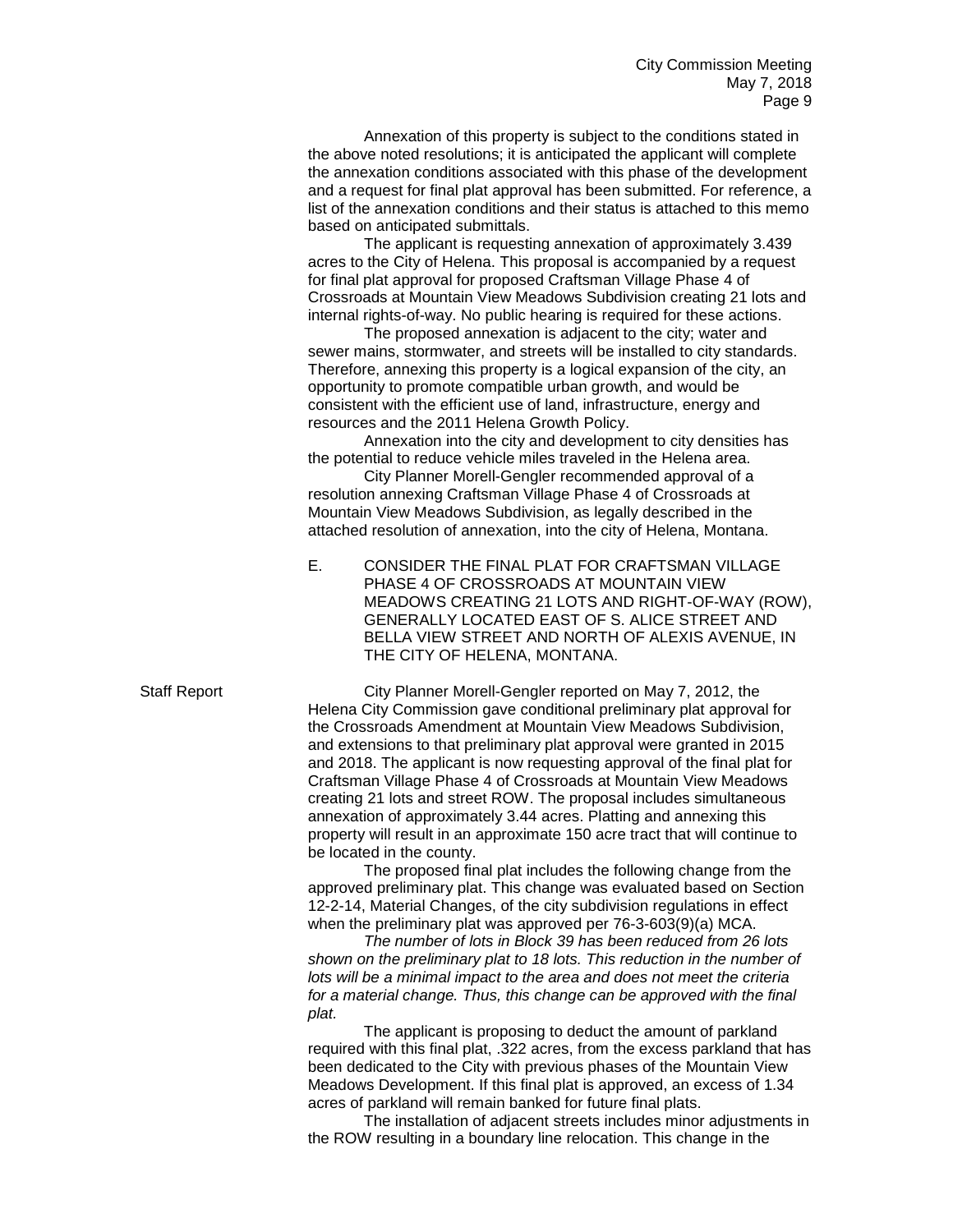Annexation of this property is subject to the conditions stated in the above noted resolutions; it is anticipated the applicant will complete the annexation conditions associated with this phase of the development and a request for final plat approval has been submitted. For reference, a list of the annexation conditions and their status is attached to this memo based on anticipated submittals.

The applicant is requesting annexation of approximately 3.439 acres to the City of Helena. This proposal is accompanied by a request for final plat approval for proposed Craftsman Village Phase 4 of Crossroads at Mountain View Meadows Subdivision creating 21 lots and internal rights-of-way. No public hearing is required for these actions.

The proposed annexation is adjacent to the city; water and sewer mains, stormwater, and streets will be installed to city standards. Therefore, annexing this property is a logical expansion of the city, an opportunity to promote compatible urban growth, and would be consistent with the efficient use of land, infrastructure, energy and resources and the 2011 Helena Growth Policy.

Annexation into the city and development to city densities has the potential to reduce vehicle miles traveled in the Helena area.

City Planner Morell-Gengler recommended approval of a resolution annexing Craftsman Village Phase 4 of Crossroads at Mountain View Meadows Subdivision, as legally described in the attached resolution of annexation, into the city of Helena, Montana.

E. CONSIDER THE FINAL PLAT FOR CRAFTSMAN VILLAGE PHASE 4 OF CROSSROADS AT MOUNTAIN VIEW MEADOWS CREATING 21 LOTS AND RIGHT-OF-WAY (ROW), GENERALLY LOCATED EAST OF S. ALICE STREET AND BELLA VIEW STREET AND NORTH OF ALEXIS AVENUE, IN THE CITY OF HELENA, MONTANA.

Staff Report

City Planner Morell-Gengler reported on May 7, 2012, the Helena City Commission gave conditional preliminary plat approval for the Crossroads Amendment at Mountain View Meadows Subdivision, and extensions to that preliminary plat approval were granted in 2015 and 2018. The applicant is now requesting approval of the final plat for Craftsman Village Phase 4 of Crossroads at Mountain View Meadows creating 21 lots and street ROW. The proposal includes simultaneous annexation of approximately 3.44 acres. Platting and annexing this property will result in an approximate 150 acre tract that will continue to be located in the county.

The proposed final plat includes the following change from the approved preliminary plat. This change was evaluated based on Section 12-2-14, Material Changes, of the city subdivision regulations in effect when the preliminary plat was approved per 76-3-603(9)(a) MCA.

*The number of lots in Block 39 has been reduced from 26 lots shown on the preliminary plat to 18 lots. This reduction in the number of lots will be a minimal impact to the area and does not meet the criteria for a material change. Thus, this change can be approved with the final plat.*

The applicant is proposing to deduct the amount of parkland required with this final plat, .322 acres, from the excess parkland that has been dedicated to the City with previous phases of the Mountain View Meadows Development. If this final plat is approved, an excess of 1.34 acres of parkland will remain banked for future final plats.

The installation of adjacent streets includes minor adjustments in the ROW resulting in a boundary line relocation. This change in the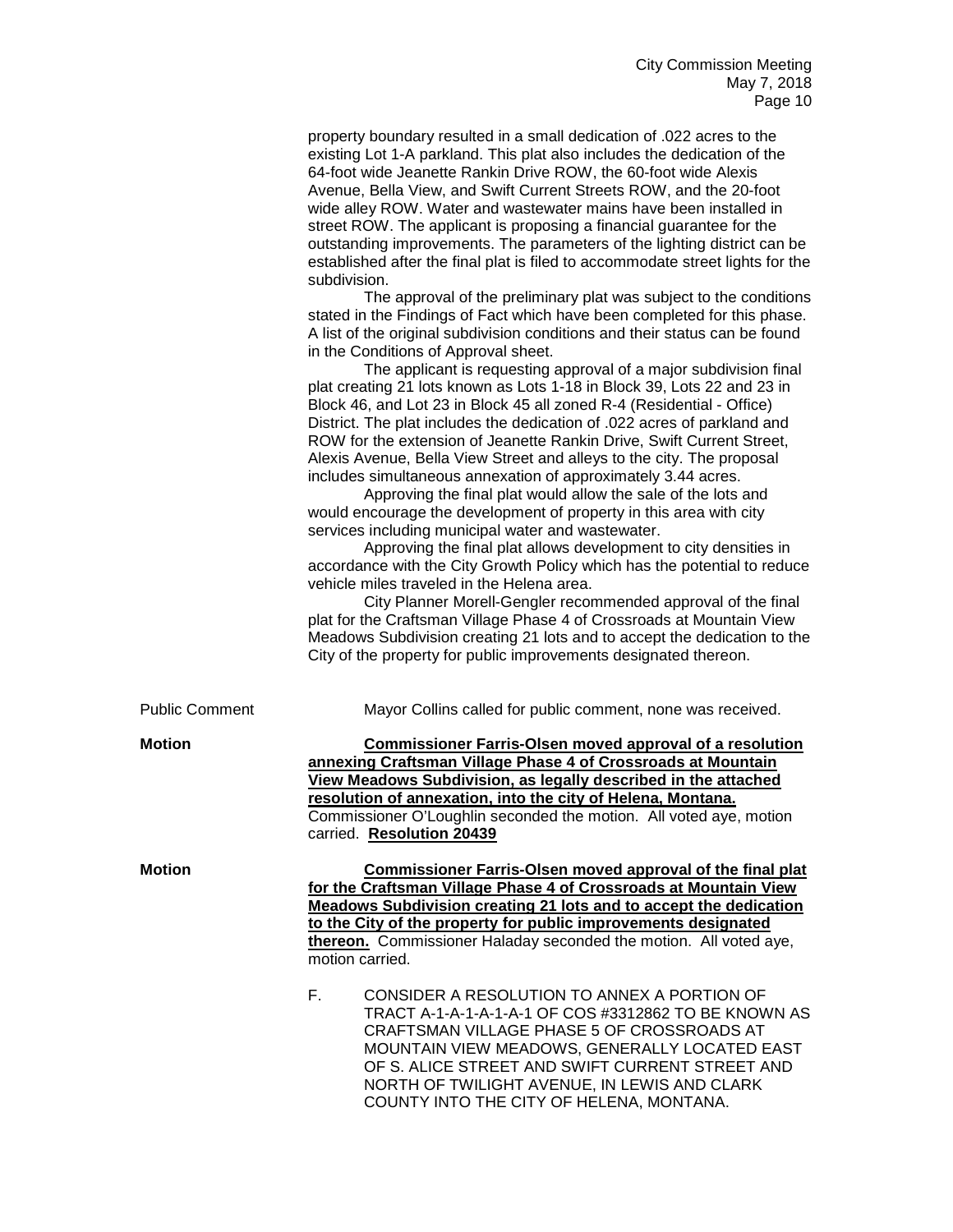property boundary resulted in a small dedication of .022 acres to the existing Lot 1-A parkland. This plat also includes the dedication of the 64-foot wide Jeanette Rankin Drive ROW, the 60-foot wide Alexis Avenue, Bella View, and Swift Current Streets ROW, and the 20-foot wide alley ROW. Water and wastewater mains have been installed in street ROW. The applicant is proposing a financial guarantee for the outstanding improvements. The parameters of the lighting district can be established after the final plat is filed to accommodate street lights for the subdivision.

The approval of the preliminary plat was subject to the conditions stated in the Findings of Fact which have been completed for this phase. A list of the original subdivision conditions and their status can be found in the Conditions of Approval sheet.

The applicant is requesting approval of a major subdivision final plat creating 21 lots known as Lots 1-18 in Block 39, Lots 22 and 23 in Block 46, and Lot 23 in Block 45 all zoned R-4 (Residential - Office) District. The plat includes the dedication of .022 acres of parkland and ROW for the extension of Jeanette Rankin Drive, Swift Current Street, Alexis Avenue, Bella View Street and alleys to the city. The proposal includes simultaneous annexation of approximately 3.44 acres.

Approving the final plat would allow the sale of the lots and would encourage the development of property in this area with city services including municipal water and wastewater.

Approving the final plat allows development to city densities in accordance with the City Growth Policy which has the potential to reduce vehicle miles traveled in the Helena area.

City Planner Morell-Gengler recommended approval of the final plat for the Craftsman Village Phase 4 of Crossroads at Mountain View Meadows Subdivision creating 21 lots and to accept the dedication to the City of the property for public improvements designated thereon.

Public Comment

Mayor Collins called for public comment, none was received.

**Motion**

**Commissioner Farris-Olsen moved approval of a resolution annexing Craftsman Village Phase 4 of Crossroads at Mountain View Meadows Subdivision, as legally described in the attached resolution of annexation, into the city of Helena, Montana.** Commissioner O'Loughlin seconded the motion. All voted aye, motion carried. **Resolution 20439**

**Motion**

**Commissioner Farris-Olsen moved approval of the final plat for the Craftsman Village Phase 4 of Crossroads at Mountain View Meadows Subdivision creating 21 lots and to accept the dedication to the City of the property for public improvements designated thereon.** Commissioner Haladay seconded the motion. All voted aye, motion carried.

F. CONSIDER A RESOLUTION TO ANNEX A PORTION OF TRACT A-1-A-1-A-1-A-1 OF COS #3312862 TO BE KNOWN AS CRAFTSMAN VILLAGE PHASE 5 OF CROSSROADS AT MOUNTAIN VIEW MEADOWS, GENERALLY LOCATED EAST OF S. ALICE STREET AND SWIFT CURRENT STREET AND NORTH OF TWILIGHT AVENUE, IN LEWIS AND CLARK COUNTY INTO THE CITY OF HELENA, MONTANA.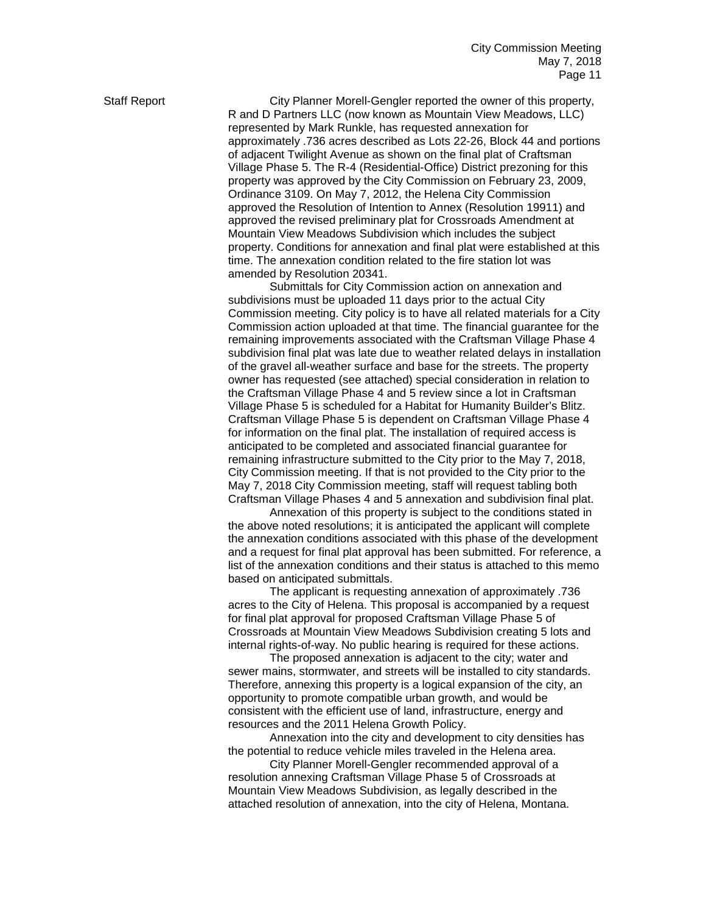Staff Report

City Planner Morell-Gengler reported the owner of this property, R and D Partners LLC (now known as Mountain View Meadows, LLC) represented by Mark Runkle, has requested annexation for approximately .736 acres described as Lots 22-26, Block 44 and portions of adjacent Twilight Avenue as shown on the final plat of Craftsman Village Phase 5. The R-4 (Residential-Office) District prezoning for this property was approved by the City Commission on February 23, 2009, Ordinance 3109. On May 7, 2012, the Helena City Commission approved the Resolution of Intention to Annex (Resolution 19911) and approved the revised preliminary plat for Crossroads Amendment at Mountain View Meadows Subdivision which includes the subject property. Conditions for annexation and final plat were established at this time. The annexation condition related to the fire station lot was amended by Resolution 20341.

Submittals for City Commission action on annexation and subdivisions must be uploaded 11 days prior to the actual City Commission meeting. City policy is to have all related materials for a City Commission action uploaded at that time. The financial guarantee for the remaining improvements associated with the Craftsman Village Phase 4 subdivision final plat was late due to weather related delays in installation of the gravel all-weather surface and base for the streets. The property owner has requested (see attached) special consideration in relation to the Craftsman Village Phase 4 and 5 review since a lot in Craftsman Village Phase 5 is scheduled for a Habitat for Humanity Builder's Blitz. Craftsman Village Phase 5 is dependent on Craftsman Village Phase 4 for information on the final plat. The installation of required access is anticipated to be completed and associated financial guarantee for remaining infrastructure submitted to the City prior to the May 7, 2018, City Commission meeting. If that is not provided to the City prior to the May 7, 2018 City Commission meeting, staff will request tabling both Craftsman Village Phases 4 and 5 annexation and subdivision final plat.

Annexation of this property is subject to the conditions stated in the above noted resolutions; it is anticipated the applicant will complete the annexation conditions associated with this phase of the development and a request for final plat approval has been submitted. For reference, a list of the annexation conditions and their status is attached to this memo based on anticipated submittals.

The applicant is requesting annexation of approximately .736 acres to the City of Helena. This proposal is accompanied by a request for final plat approval for proposed Craftsman Village Phase 5 of Crossroads at Mountain View Meadows Subdivision creating 5 lots and internal rights-of-way. No public hearing is required for these actions.

The proposed annexation is adjacent to the city; water and sewer mains, stormwater, and streets will be installed to city standards. Therefore, annexing this property is a logical expansion of the city, an opportunity to promote compatible urban growth, and would be consistent with the efficient use of land, infrastructure, energy and resources and the 2011 Helena Growth Policy.

Annexation into the city and development to city densities has the potential to reduce vehicle miles traveled in the Helena area.

City Planner Morell-Gengler recommended approval of a resolution annexing Craftsman Village Phase 5 of Crossroads at Mountain View Meadows Subdivision, as legally described in the attached resolution of annexation, into the city of Helena, Montana.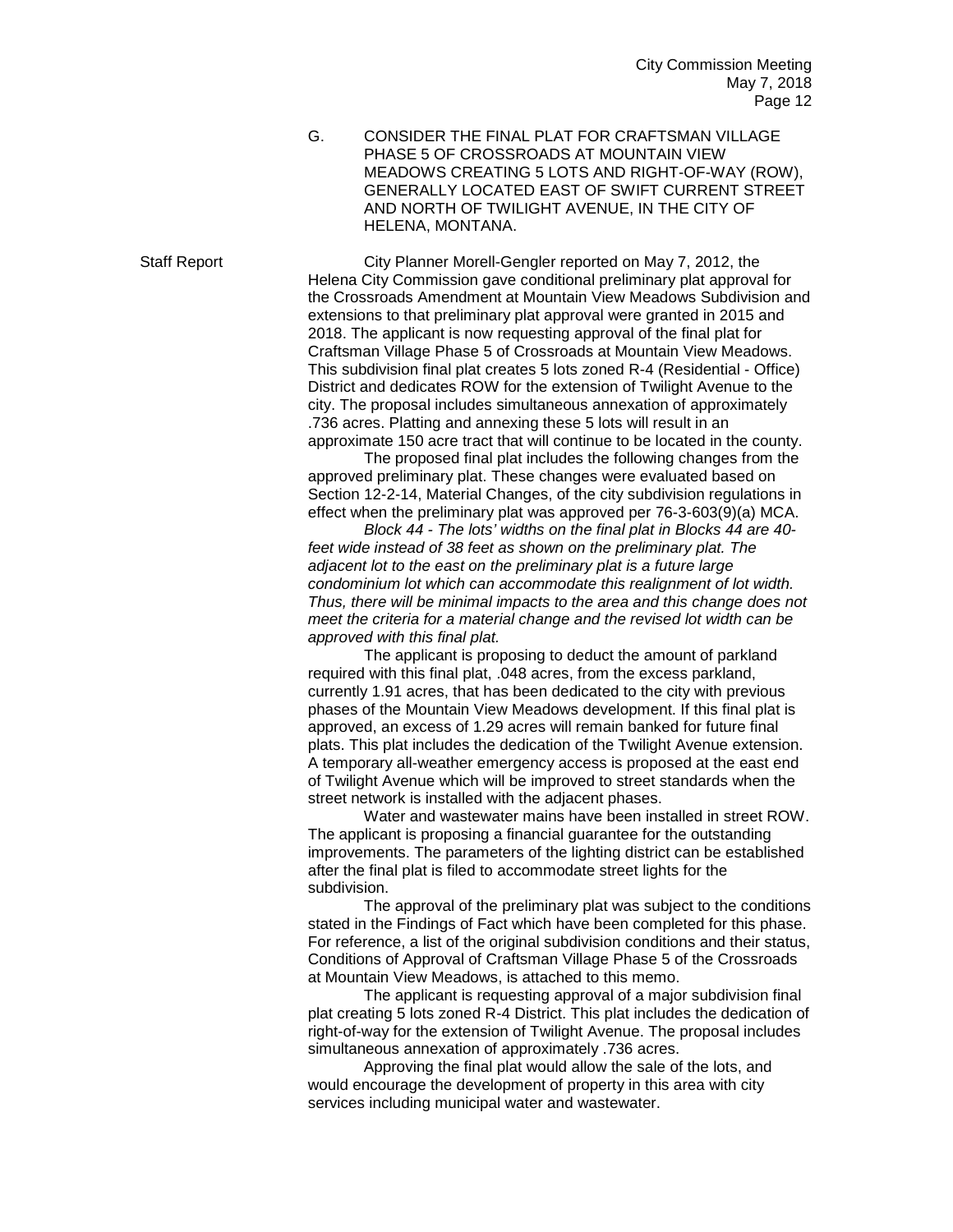G. CONSIDER THE FINAL PLAT FOR CRAFTSMAN VILLAGE PHASE 5 OF CROSSROADS AT MOUNTAIN VIEW MEADOWS CREATING 5 LOTS AND RIGHT-OF-WAY (ROW), GENERALLY LOCATED EAST OF SWIFT CURRENT STREET AND NORTH OF TWILIGHT AVENUE, IN THE CITY OF HELENA, MONTANA.

Staff Report

City Planner Morell-Gengler reported on May 7, 2012, the Helena City Commission gave conditional preliminary plat approval for the Crossroads Amendment at Mountain View Meadows Subdivision and extensions to that preliminary plat approval were granted in 2015 and 2018. The applicant is now requesting approval of the final plat for Craftsman Village Phase 5 of Crossroads at Mountain View Meadows. This subdivision final plat creates 5 lots zoned R-4 (Residential - Office) District and dedicates ROW for the extension of Twilight Avenue to the city. The proposal includes simultaneous annexation of approximately .736 acres. Platting and annexing these 5 lots will result in an approximate 150 acre tract that will continue to be located in the county.

The proposed final plat includes the following changes from the approved preliminary plat. These changes were evaluated based on Section 12-2-14, Material Changes, of the city subdivision regulations in effect when the preliminary plat was approved per 76-3-603(9)(a) MCA.

*Block 44 - The lots' widths on the final plat in Blocks 44 are 40-feet wide instead of 38 feet as shown on the preliminary plat. The adjacent lot to the east on the preliminary plat is a future large condominium lot which can accommodate this realignment of lot width. Thus, there will be minimal impacts to the area and this change does not meet the criteria for a material change and the revised lot width can be approved with this final plat.*

The applicant is proposing to deduct the amount of parkland required with this final plat, .048 acres, from the excess parkland, currently 1.91 acres, that has been dedicated to the city with previous phases of the Mountain View Meadows development. If this final plat is approved, an excess of 1.29 acres will remain banked for future final plats. This plat includes the dedication of the Twilight Avenue extension. A temporary all-weather emergency access is proposed at the east end of Twilight Avenue which will be improved to street standards when the street network is installed with the adjacent phases.

Water and wastewater mains have been installed in street ROW. The applicant is proposing a financial guarantee for the outstanding improvements. The parameters of the lighting district can be established after the final plat is filed to accommodate street lights for the subdivision.

The approval of the preliminary plat was subject to the conditions stated in the Findings of Fact which have been completed for this phase. For reference, a list of the original subdivision conditions and their status, Conditions of Approval of Craftsman Village Phase 5 of the Crossroads at Mountain View Meadows, is attached to this memo.

The applicant is requesting approval of a major subdivision final plat creating 5 lots zoned R-4 District. This plat includes the dedication of right-of-way for the extension of Twilight Avenue. The proposal includes simultaneous annexation of approximately .736 acres.

Approving the final plat would allow the sale of the lots, and would encourage the development of property in this area with city services including municipal water and wastewater.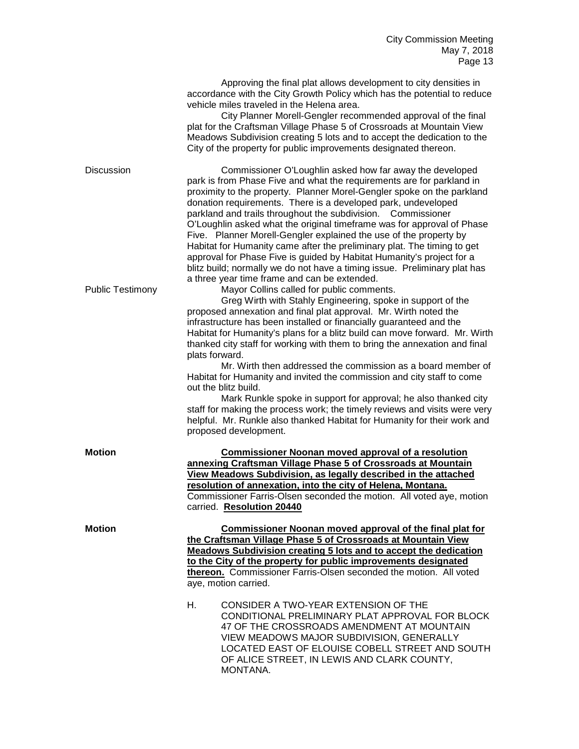Approving the final plat allows development to city densities in accordance with the City Growth Policy which has the potential to reduce vehicle miles traveled in the Helena area.

City Planner Morell-Gengler recommended approval of the final plat for the Craftsman Village Phase 5 of Crossroads at Mountain View Meadows Subdivision creating 5 lots and to accept the dedication to the City of the property for public improvements designated thereon.

Discussion

Commissioner O'Loughlin asked how far away the developed park is from Phase Five and what the requirements are for parkland in proximity to the property. Planner Morel-Gengler spoke on the parkland donation requirements. There is a developed park, undeveloped parkland and trails throughout the subdivision. Commissioner O'Loughlin asked what the original timeframe was for approval of Phase Five. Planner Morell-Gengler explained the use of the property by Habitat for Humanity came after the preliminary plat. The timing to get approval for Phase Five is guided by Habitat Humanity's project for a blitz build; normally we do not have a timing issue. Preliminary plat has a three year time frame and can be extended.

Public Testimony

Mayor Collins called for public comments.

Greg Wirth with Stahly Engineering, spoke in support of the proposed annexation and final plat approval. Mr. Wirth noted the infrastructure has been installed or financially guaranteed and the Habitat for Humanity's plans for a blitz build can move forward. Mr. Wirth thanked city staff for working with them to bring the annexation and final plats forward.

Mr. Wirth then addressed the commission as a board member of Habitat for Humanity and invited the commission and city staff to come out the blitz build.

Mark Runkle spoke in support for approval; he also thanked city staff for making the process work; the timely reviews and visits were very helpful. Mr. Runkle also thanked Habitat for Humanity for their work and proposed development.

**Motion**

**Commissioner Noonan moved approval of a resolution annexing Craftsman Village Phase 5 of Crossroads at Mountain View Meadows Subdivision, as legally described in the attached resolution of annexation, into the city of Helena, Montana.** Commissioner Farris-Olsen seconded the motion. All voted aye, motion carried. **Resolution 20440**

**Motion**

**Commissioner Noonan moved approval of the final plat for the Craftsman Village Phase 5 of Crossroads at Mountain View Meadows Subdivision creating 5 lots and to accept the dedication to the City of the property for public improvements designated thereon.** Commissioner Farris-Olsen seconded the motion. All voted aye, motion carried.

H. CONSIDER A TWO-YEAR EXTENSION OF THE CONDITIONAL PRELIMINARY PLAT APPROVAL FOR BLOCK 47 OF THE CROSSROADS AMENDMENT AT MOUNTAIN VIEW MEADOWS MAJOR SUBDIVISION, GENERALLY LOCATED EAST OF ELOUISE COBELL STREET AND SOUTH OF ALICE STREET, IN LEWIS AND CLARK COUNTY, MONTANA.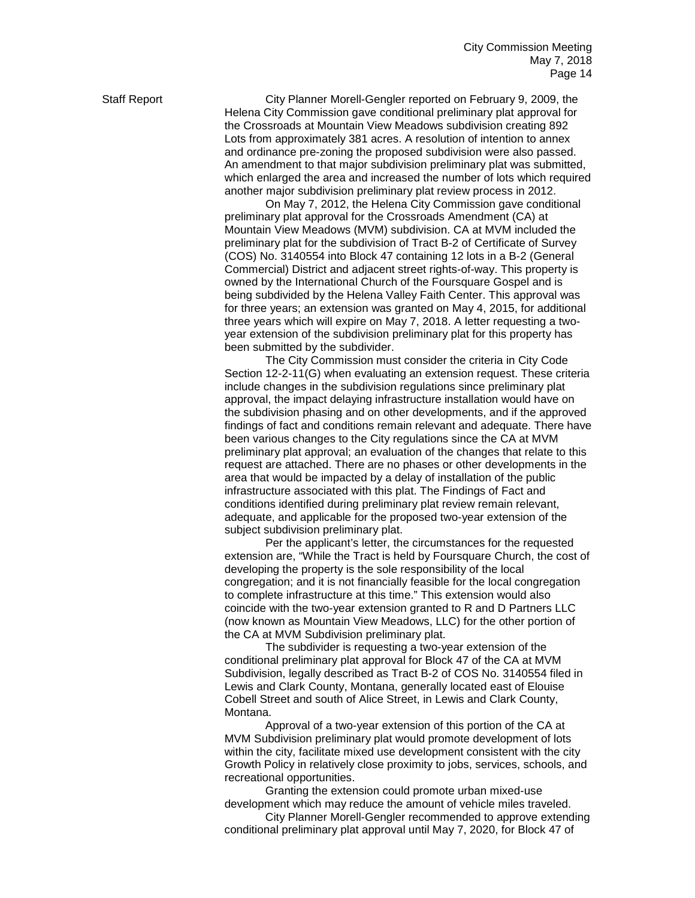**Staff Report**

City Planner Morell-Gengler reported on February 9, 2009, the Helena City Commission gave conditional preliminary plat approval for the Crossroads at Mountain View Meadows subdivision creating 892 Lots from approximately 381 acres. A resolution of intention to annex and ordinance pre-zoning the proposed subdivision were also passed. An amendment to that major subdivision preliminary plat was submitted, which enlarged the area and increased the number of lots which required another major subdivision preliminary plat review process in 2012.

On May 7, 2012, the Helena City Commission gave conditional preliminary plat approval for the Crossroads Amendment (CA) at Mountain View Meadows (MVM) subdivision. CA at MVM included the preliminary plat for the subdivision of Tract B-2 of Certificate of Survey (COS) No. 3140554 into Block 47 containing 12 lots in a B-2 (General Commercial) District and adjacent street rights-of-way. This property is owned by the International Church of the Foursquare Gospel and is being subdivided by the Helena Valley Faith Center. This approval was for three years; an extension was granted on May 4, 2015, for additional three years which will expire on May 7, 2018. A letter requesting a two-year extension of the subdivision preliminary plat for this property has been submitted by the subdivider.

The City Commission must consider the criteria in City Code Section 12-2-11(G) when evaluating an extension request. These criteria include changes in the subdivision regulations since preliminary plat approval, the impact delaying infrastructure installation would have on the subdivision phasing and on other developments, and if the approved findings of fact and conditions remain relevant and adequate. There have been various changes to the City regulations since the CA at MVM preliminary plat approval; an evaluation of the changes that relate to this request are attached. There are no phases or other developments in the area that would be impacted by a delay of installation of the public infrastructure associated with this plat. The Findings of Fact and conditions identified during preliminary plat review remain relevant, adequate, and applicable for the proposed two-year extension of the subject subdivision preliminary plat.

Per the applicant's letter, the circumstances for the requested extension are, "While the Tract is held by Foursquare Church, the cost of developing the property is the sole responsibility of the local congregation; and it is not financially feasible for the local congregation to complete infrastructure at this time." This extension would also coincide with the two-year extension granted to R and D Partners LLC (now known as Mountain View Meadows, LLC) for the other portion of the CA at MVM Subdivision preliminary plat.

The subdivider is requesting a two-year extension of the conditional preliminary plat approval for Block 47 of the CA at MVM Subdivision, legally described as Tract B-2 of COS No. 3140554 filed in Lewis and Clark County, Montana, generally located east of Elouise Cobell Street and south of Alice Street, in Lewis and Clark County, Montana.

Approval of a two-year extension of this portion of the CA at MVM Subdivision preliminary plat would promote development of lots within the city, facilitate mixed use development consistent with the city Growth Policy in relatively close proximity to jobs, services, schools, and recreational opportunities.

Granting the extension could promote urban mixed-use development which may reduce the amount of vehicle miles traveled.

City Planner Morell-Gengler recommended to approve extending conditional preliminary plat approval until May 7, 2020, for Block 47 of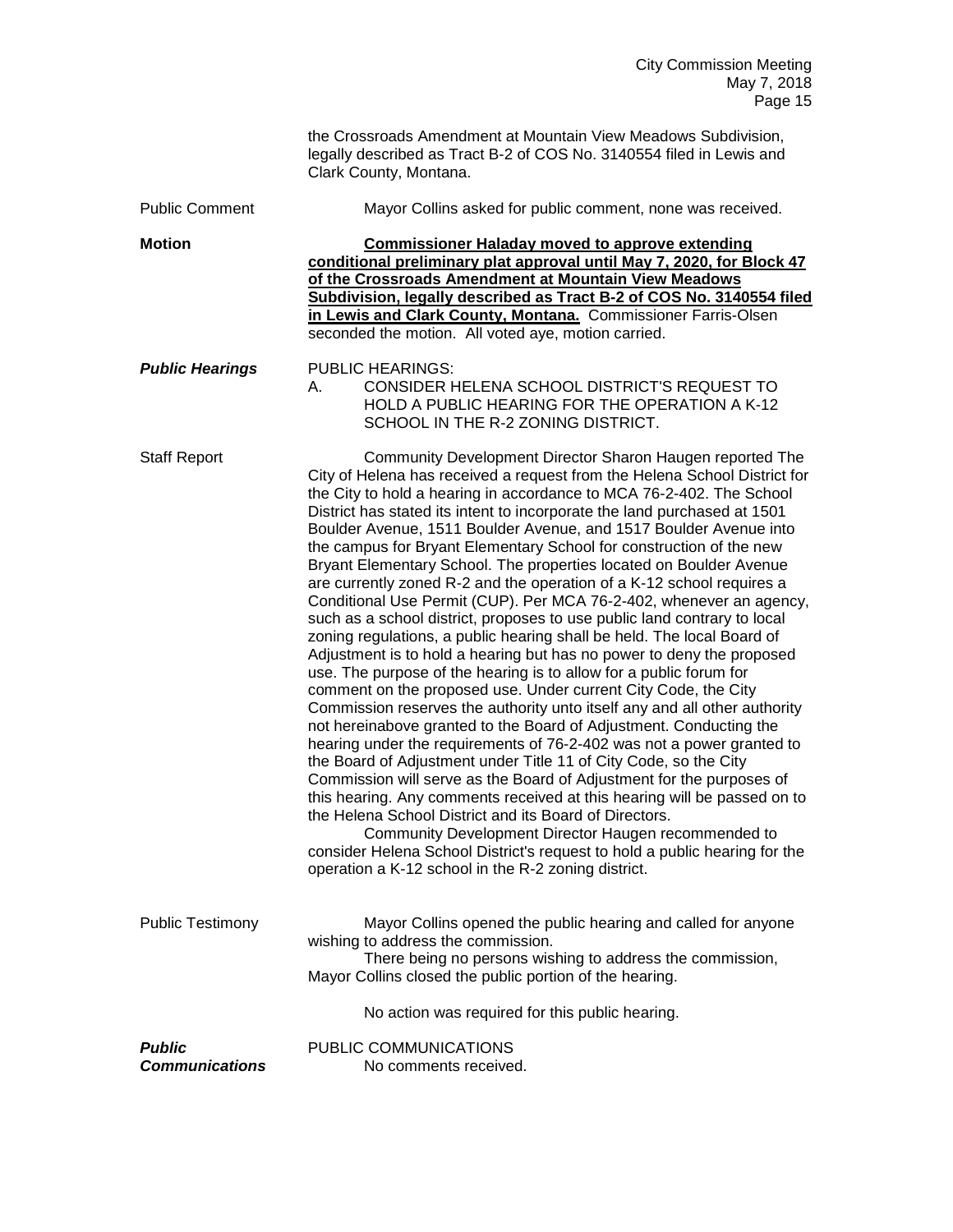the Crossroads Amendment at Mountain View Meadows Subdivision, legally described as Tract B-2 of COS No. 3140554 filed in Lewis and Clark County, Montana.

Public Comment — Mayor Collins asked for public comment, none was received.

**Motion** — **Commissioner Haladay moved to approve extending conditional preliminary plat approval until May 7, 2020, for Block 47 of the Crossroads Amendment at Mountain View Meadows Subdivision, legally described as Tract B-2 of COS No. 3140554 filed in Lewis and Clark County, Montana.** Commissioner Farris-Olsen seconded the motion. All voted aye, motion carried.

***Public Hearings*** — PUBLIC HEARINGS:

A. CONSIDER HELENA SCHOOL DISTRICT'S REQUEST TO HOLD A PUBLIC HEARING FOR THE OPERATION A K-12 SCHOOL IN THE R-2 ZONING DISTRICT.

Staff Report — Community Development Director Sharon Haugen reported The City of Helena has received a request from the Helena School District for the City to hold a hearing in accordance to MCA 76-2-402. The School District has stated its intent to incorporate the land purchased at 1501 Boulder Avenue, 1511 Boulder Avenue, and 1517 Boulder Avenue into the campus for Bryant Elementary School for construction of the new Bryant Elementary School. The properties located on Boulder Avenue are currently zoned R-2 and the operation of a K-12 school requires a Conditional Use Permit (CUP). Per MCA 76-2-402, whenever an agency, such as a school district, proposes to use public land contrary to local zoning regulations, a public hearing shall be held. The local Board of Adjustment is to hold a hearing but has no power to deny the proposed use. The purpose of the hearing is to allow for a public forum for comment on the proposed use. Under current City Code, the City Commission reserves the authority unto itself any and all other authority not hereinabove granted to the Board of Adjustment. Conducting the hearing under the requirements of 76-2-402 was not a power granted to the Board of Adjustment under Title 11 of City Code, so the City Commission will serve as the Board of Adjustment for the purposes of this hearing. Any comments received at this hearing will be passed on to the Helena School District and its Board of Directors.

Community Development Director Haugen recommended to consider Helena School District's request to hold a public hearing for the operation a K-12 school in the R-2 zoning district.

Public Testimony — Mayor Collins opened the public hearing and called for anyone wishing to address the commission.

There being no persons wishing to address the commission, Mayor Collins closed the public portion of the hearing.

No action was required for this public hearing.

***Public Communications*** — PUBLIC COMMUNICATIONS

No comments received.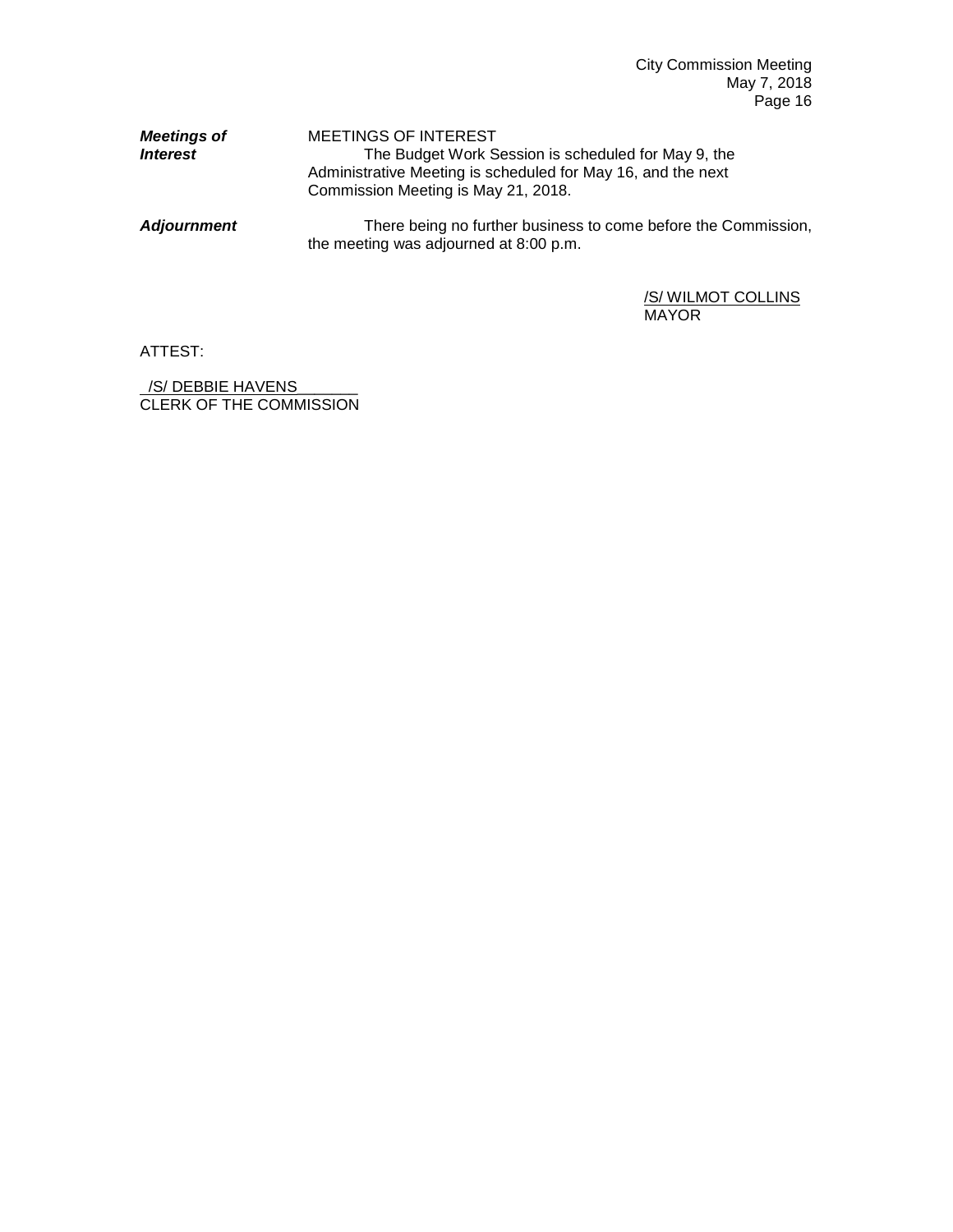***Meetings of Interest***

MEETINGS OF INTEREST

The Budget Work Session is scheduled for May 9, the Administrative Meeting is scheduled for May 16, and the next Commission Meeting is May 21, 2018.

***Adjournment***

There being no further business to come before the Commission, the meeting was adjourned at 8:00 p.m.

/S/ WILMOT COLLINS
MAYOR

ATTEST:

/S/ DEBBIE HAVENS
CLERK OF THE COMMISSION